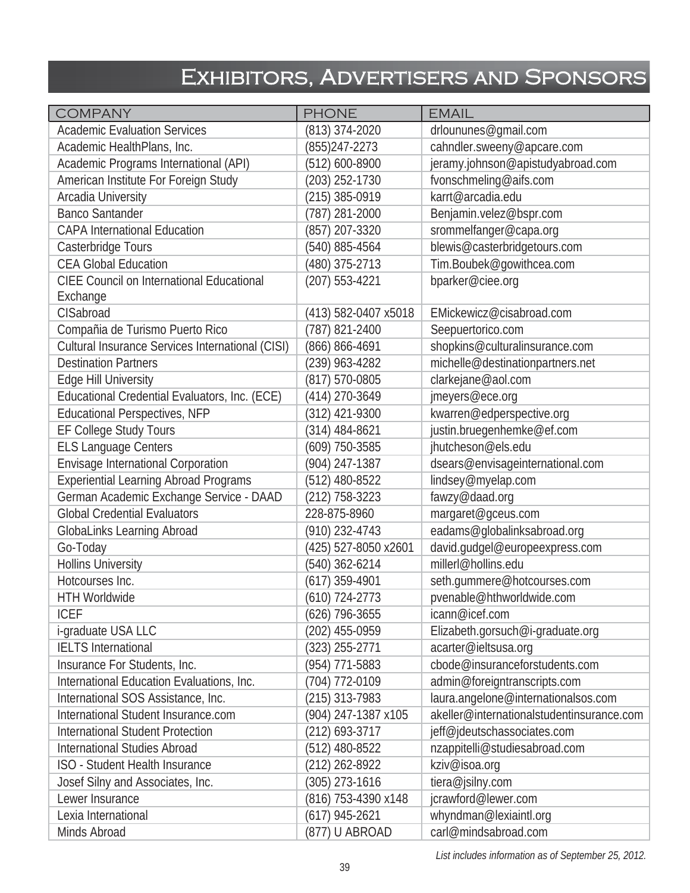# Exhibitors, Advertisers and Sponsors

| COMPANY | PHONE | EMAIL |
|---|---|---|
| Academic Evaluation Services | (813) 374-2020 | drlounes@gmail.com |
| Academic HealthPlans, Inc. | (855)247-2273 | cahndler.sweeny@apcare.com |
| Academic Programs International (API) | (512) 600-8900 | jeramy.johnson@apistudyabroad.com |
| American Institute For Foreign Study | (203) 252-1730 | fvonschmeling@aifs.com |
| Arcadia University | (215) 385-0919 | karrt@arcadia.edu |
| Banco Santander | (787) 281-2000 | Benjamin.velez@bspr.com |
| CAPA International Education | (857) 207-3320 | srommelfanger@capa.org |
| Casterbridge Tours | (540) 885-4564 | blewis@casterbridgetours.com |
| CEA Global Education | (480) 375-2713 | Tim.Boubek@gowithcea.com |
| CIEE Council on International Educational Exchange | (207) 553-4221 | bparker@ciee.org |
| CISabroad | (413) 582-0407 x5018 | EMickewicz@cisabroad.com |
| Compañia de Turismo Puerto Rico | (787) 821-2400 | Seepuertorico.com |
| Cultural Insurance Services International (CISI) | (866) 866-4691 | shopkins@culturalinsurance.com |
| Destination Partners | (239) 963-4282 | michelle@destinationpartners.net |
| Edge Hill University | (817) 570-0805 | clarkejane@aol.com |
| Educational Credential Evaluators, Inc. (ECE) | (414) 270-3649 | jmeyers@ece.org |
| Educational Perspectives, NFP | (312) 421-9300 | kwarren@edperspective.org |
| EF College Study Tours | (314) 484-8621 | justin.bruegenhemke@ef.com |
| ELS Language Centers | (609) 750-3585 | jhutcheson@els.edu |
| Envisage International Corporation | (904) 247-1387 | dsears@envisageinternational.com |
| Experiential Learning Abroad Programs | (512) 480-8522 | lindsey@myelap.com |
| German Academic Exchange Service - DAAD | (212) 758-3223 | fawzy@daad.org |
| Global Credential Evaluators | 228-875-8960 | margaret@gceus.com |
| GlobaLinks Learning Abroad | (910) 232-4743 | eadams@globalinksabroad.org |
| Go-Today | (425) 527-8050 x2601 | david.gudgel@europeexpress.com |
| Hollins University | (540) 362-6214 | millerl@hollins.edu |
| Hotcourses Inc. | (617) 359-4901 | seth.gummere@hotcourses.com |
| HTH Worldwide | (610) 724-2773 | pvenable@hthworldwide.com |
| ICEF | (626) 796-3655 | icann@icef.com |
| i-graduate USA LLC | (202) 455-0959 | Elizabeth.gorsuch@i-graduate.org |
| IELTS International | (323) 255-2771 | acarter@ieltsusa.org |
| Insurance For Students, Inc. | (954) 771-5883 | cbode@insuranceforstudents.com |
| International Education Evaluations, Inc. | (704) 772-0109 | admin@foreigntranscripts.com |
| International SOS Assistance, Inc. | (215) 313-7983 | laura.angelone@internationalsos.com |
| International Student Insurance.com | (904) 247-1387 x105 | akeller@internationalstudentinsurance.com |
| International Student Protection | (212) 693-3717 | jeff@jdeutschassociates.com |
| International Studies Abroad | (512) 480-8522 | nzappitelli@studiesabroad.com |
| ISO - Student Health Insurance | (212) 262-8922 | kziv@isoa.org |
| Josef Silny and Associates, Inc. | (305) 273-1616 | tiera@jsilny.com |
| Lewer Insurance | (816) 753-4390 x148 | jcrawford@lewer.com |
| Lexia International | (617) 945-2621 | whyndman@lexiaintl.org |
| Minds Abroad | (877) U ABROAD | carl@mindsabroad.com |

*List includes information as of September 25, 2012.*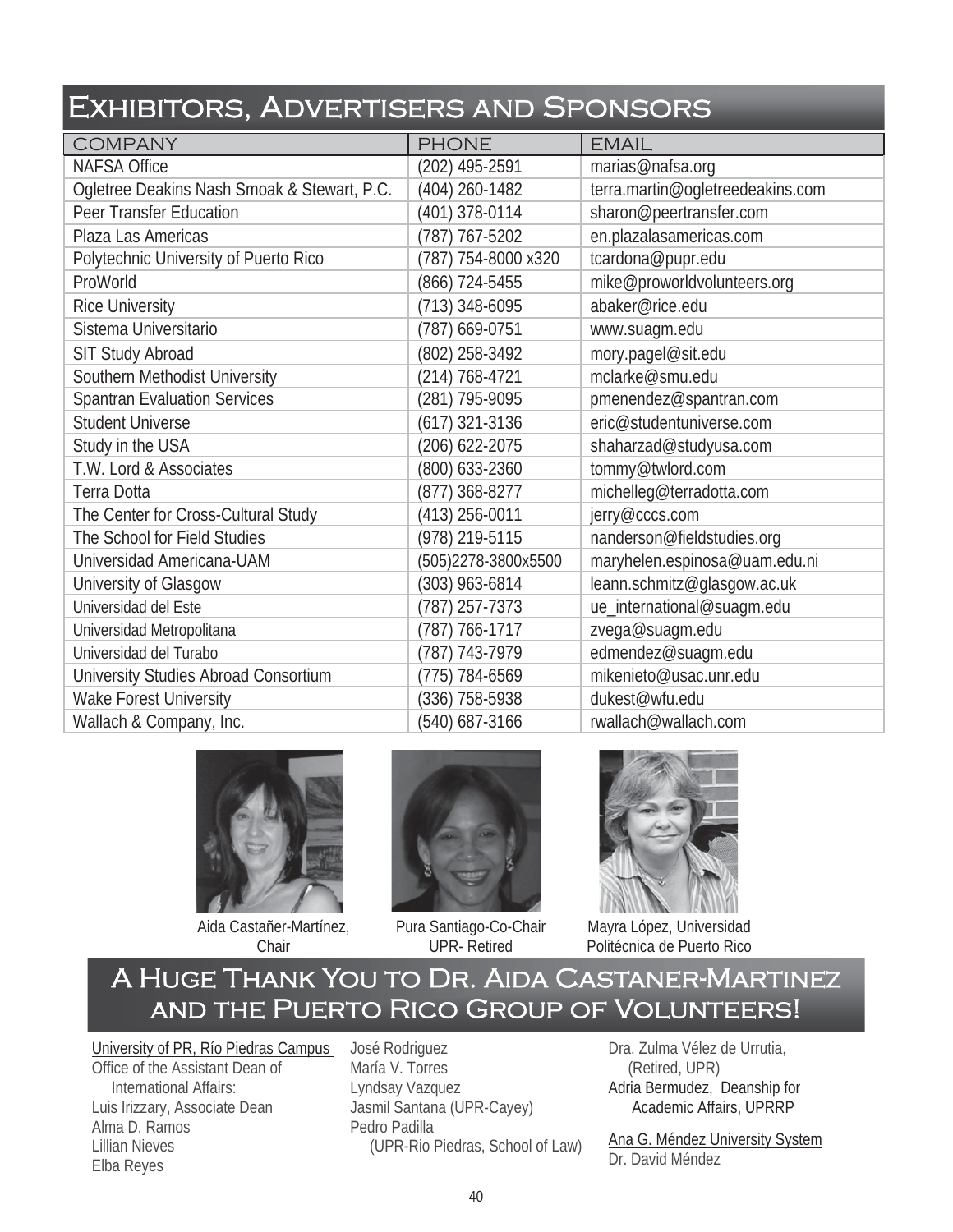# Exhibitors, Advertisers and Sponsors

| COMPANY | PHONE | EMAIL |
|---|---|---|
| NAFSA Office | (202) 495-2591 | marias@nafsa.org |
| Ogletree Deakins Nash Smoak & Stewart, P.C. | (404) 260-1482 | terra.martin@ogletreedeakins.com |
| Peer Transfer Education | (401) 378-0114 | sharon@peertransfer.com |
| Plaza Las Americas | (787) 767-5202 | en.plazalasamericas.com |
| Polytechnic University of Puerto Rico | (787) 754-8000 x320 | tcardona@pupr.edu |
| ProWorld | (866) 724-5455 | mike@proworldvolunteers.org |
| Rice University | (713) 348-6095 | abaker@rice.edu |
| Sistema Universitario | (787) 669-0751 | www.suagm.edu |
| SIT Study Abroad | (802) 258-3492 | mory.pagel@sit.edu |
| Southern Methodist University | (214) 768-4721 | mclarke@smu.edu |
| Spantran Evaluation Services | (281) 795-9095 | pmenendez@spantran.com |
| Student Universe | (617) 321-3136 | eric@studentuniverse.com |
| Study in the USA | (206) 622-2075 | shaharzad@studyusa.com |
| T.W. Lord & Associates | (800) 633-2360 | tommy@twlord.com |
| Terra Dotta | (877) 368-8277 | michelleg@terradotta.com |
| The Center for Cross-Cultural Study | (413) 256-0011 | jerry@cccs.com |
| The School for Field Studies | (978) 219-5115 | nanderson@fieldstudies.org |
| Universidad Americana-UAM | (505)2278-3800x5500 | maryhelen.espinosa@uam.edu.ni |
| University of Glasgow | (303) 963-6814 | leann.schmitz@glasgow.ac.uk |
| Universidad del Este | (787) 257-7373 | ue_international@suagm.edu |
| Universidad Metropolitana | (787) 766-1717 | zvega@suagm.edu |
| Universidad del Turabo | (787) 743-7979 | edmendez@suagm.edu |
| University Studies Abroad Consortium | (775) 784-6569 | mikenieto@usac.unr.edu |
| Wake Forest University | (336) 758-5938 | dukest@wfu.edu |
| Wallach & Company, Inc. | (540) 687-3166 | rwallach@wallach.com |

Aida Castañer-Martínez, Chair

Pura Santiago-Co-Chair UPR- Retired

Mayra López, Universidad Politécnica de Puerto Rico

## A Huge Thank You to Dr. Aida Castaner-Martinez and the Puerto Rico Group of Volunteers!

University of PR, Río Piedras Campus
Office of the Assistant Dean of International Affairs:
Luis Irizzary, Associate Dean
Alma D. Ramos
Lillian Nieves
Elba Reyes
José Rodriguez
María V. Torres
Lyndsay Vazquez
Jasmil Santana (UPR-Cayey)
Pedro Padilla (UPR-Rio Piedras, School of Law)
Dra. Zulma Vélez de Urrutia, (Retired, UPR)
Adria Bermudez, Deanship for Academic Affairs, UPRRP

Ana G. Méndez University System
Dr. David Méndez